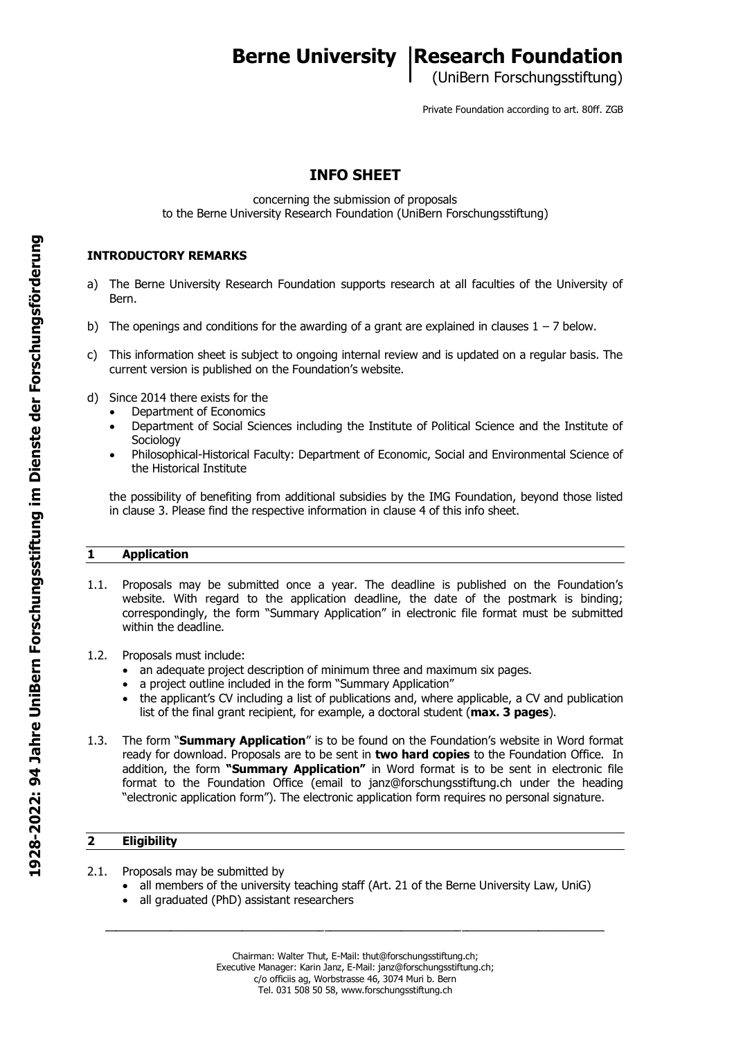# Berne University Research Foundation

(UniBern Forschungsstiftung)

Private Foundation according to art. 80ff. ZGB

## INFO SHEET

concerning the submission of proposals
to the Berne University Research Foundation (UniBern Forschungsstiftung)

### INTRODUCTORY REMARKS

a) The Berne University Research Foundation supports research at all faculties of the University of Bern.

b) The openings and conditions for the awarding of a grant are explained in clauses 1 – 7 below.

c) This information sheet is subject to ongoing internal review and is updated on a regular basis. The current version is published on the Foundation's website.

d) Since 2014 there exists for the
- Department of Economics
- Department of Social Sciences including the Institute of Political Science and the Institute of Sociology
- Philosophical-Historical Faculty: Department of Economic, Social and Environmental Science of the Historical Institute

the possibility of benefiting from additional subsidies by the IMG Foundation, beyond those listed in clause 3. Please find the respective information in clause 4 of this info sheet.

### 1 Application

1.1. Proposals may be submitted once a year. The deadline is published on the Foundation's website. With regard to the application deadline, the date of the postmark is binding; correspondingly, the form "Summary Application" in electronic file format must be submitted within the deadline.

1.2. Proposals must include:
- an adequate project description of minimum three and maximum six pages.
- a project outline included in the form "Summary Application"
- the applicant's CV including a list of publications and, where applicable, a CV and publication list of the final grant recipient, for example, a doctoral student (**max. 3 pages**).

1.3. The form "**Summary Application**" is to be found on the Foundation's website in Word format ready for download. Proposals are to be sent in **two hard copies** to the Foundation Office. In addition, the form **"Summary Application"** in Word format is to be sent in electronic file format to the Foundation Office (email to janz@forschungsstiftung.ch under the heading "electronic application form"). The electronic application form requires no personal signature.

### 2 Eligibility

2.1. Proposals may be submitted by
- all members of the university teaching staff (Art. 21 of the Berne University Law, UniG)
- all graduated (PhD) assistant researchers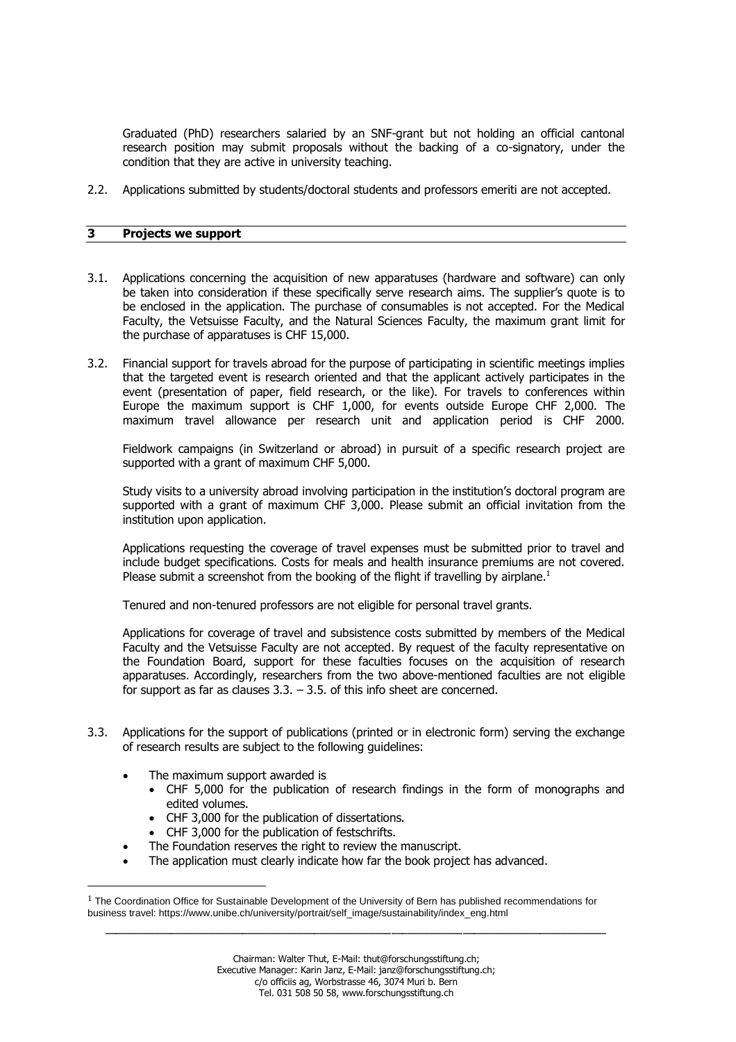Graduated (PhD) researchers salaried by an SNF-grant but not holding an official cantonal research position may submit proposals without the backing of a co-signatory, under the condition that they are active in university teaching.

2.2. Applications submitted by students/doctoral students and professors emeriti are not accepted.

## 3 Projects we support

3.1. Applications concerning the acquisition of new apparatuses (hardware and software) can only be taken into consideration if these specifically serve research aims. The supplier's quote is to be enclosed in the application. The purchase of consumables is not accepted. For the Medical Faculty, the Vetsuisse Faculty, and the Natural Sciences Faculty, the maximum grant limit for the purchase of apparatuses is CHF 15,000.

3.2. Financial support for travels abroad for the purpose of participating in scientific meetings implies that the targeted event is research oriented and that the applicant actively participates in the event (presentation of paper, field research, or the like). For travels to conferences within Europe the maximum support is CHF 1,000, for events outside Europe CHF 2,000. The maximum travel allowance per research unit and application period is CHF 2000.

Fieldwork campaigns (in Switzerland or abroad) in pursuit of a specific research project are supported with a grant of maximum CHF 5,000.

Study visits to a university abroad involving participation in the institution's doctoral program are supported with a grant of maximum CHF 3,000. Please submit an official invitation from the institution upon application.

Applications requesting the coverage of travel expenses must be submitted prior to travel and include budget specifications. Costs for meals and health insurance premiums are not covered. Please submit a screenshot from the booking of the flight if travelling by airplane.[1]

Tenured and non-tenured professors are not eligible for personal travel grants.

Applications for coverage of travel and subsistence costs submitted by members of the Medical Faculty and the Vetsuisse Faculty are not accepted. By request of the faculty representative on the Foundation Board, support for these faculties focuses on the acquisition of research apparatuses. Accordingly, researchers from the two above-mentioned faculties are not eligible for support as far as clauses 3.3. – 3.5. of this info sheet are concerned.

3.3. Applications for the support of publications (printed or in electronic form) serving the exchange of research results are subject to the following guidelines:

- The maximum support awarded is
  - CHF 5,000 for the publication of research findings in the form of monographs and edited volumes.
  - CHF 3,000 for the publication of dissertations.
  - CHF 3,000 for the publication of festschrifts.
- The Foundation reserves the right to review the manuscript.
- The application must clearly indicate how far the book project has advanced.

[1] The Coordination Office for Sustainable Development of the University of Bern has published recommendations for business travel: https://www.unibe.ch/university/portrait/self_image/sustainability/index_eng.html

Chairman: Walter Thut, E-Mail: thut@forschungsstiftung.ch;
Executive Manager: Karin Janz, E-Mail: janz@forschungsstiftung.ch;
c/o officiis ag, Worbstrasse 46, 3074 Muri b. Bern
Tel. 031 508 50 58, www.forschungsstiftung.ch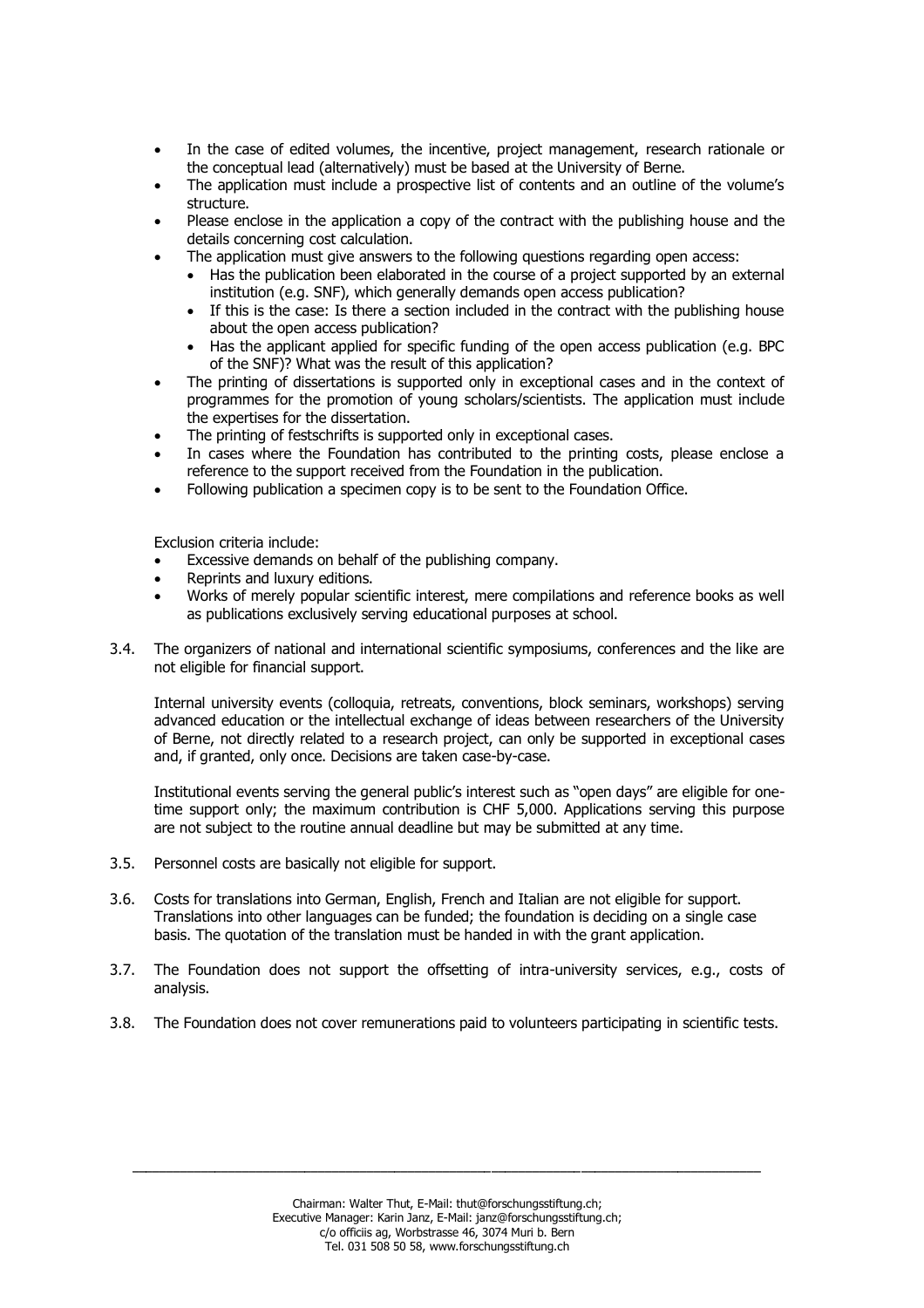- In the case of edited volumes, the incentive, project management, research rationale or the conceptual lead (alternatively) must be based at the University of Berne.
- The application must include a prospective list of contents and an outline of the volume's structure.
- Please enclose in the application a copy of the contract with the publishing house and the details concerning cost calculation.
- The application must give answers to the following questions regarding open access:
  - Has the publication been elaborated in the course of a project supported by an external institution (e.g. SNF), which generally demands open access publication?
  - If this is the case: Is there a section included in the contract with the publishing house about the open access publication?
  - Has the applicant applied for specific funding of the open access publication (e.g. BPC of the SNF)? What was the result of this application?
- The printing of dissertations is supported only in exceptional cases and in the context of programmes for the promotion of young scholars/scientists. The application must include the expertises for the dissertation.
- The printing of festschrifts is supported only in exceptional cases.
- In cases where the Foundation has contributed to the printing costs, please enclose a reference to the support received from the Foundation in the publication.
- Following publication a specimen copy is to be sent to the Foundation Office.

Exclusion criteria include:

- Excessive demands on behalf of the publishing company.
- Reprints and luxury editions.
- Works of merely popular scientific interest, mere compilations and reference books as well as publications exclusively serving educational purposes at school.

3.4. The organizers of national and international scientific symposiums, conferences and the like are not eligible for financial support.

Internal university events (colloquia, retreats, conventions, block seminars, workshops) serving advanced education or the intellectual exchange of ideas between researchers of the University of Berne, not directly related to a research project, can only be supported in exceptional cases and, if granted, only once. Decisions are taken case-by-case.

Institutional events serving the general public's interest such as "open days" are eligible for one-time support only; the maximum contribution is CHF 5,000. Applications serving this purpose are not subject to the routine annual deadline but may be submitted at any time.

3.5. Personnel costs are basically not eligible for support.

3.6. Costs for translations into German, English, French and Italian are not eligible for support. Translations into other languages can be funded; the foundation is deciding on a single case basis. The quotation of the translation must be handed in with the grant application.

3.7. The Foundation does not support the offsetting of intra-university services, e.g., costs of analysis.

3.8. The Foundation does not cover remunerations paid to volunteers participating in scientific tests.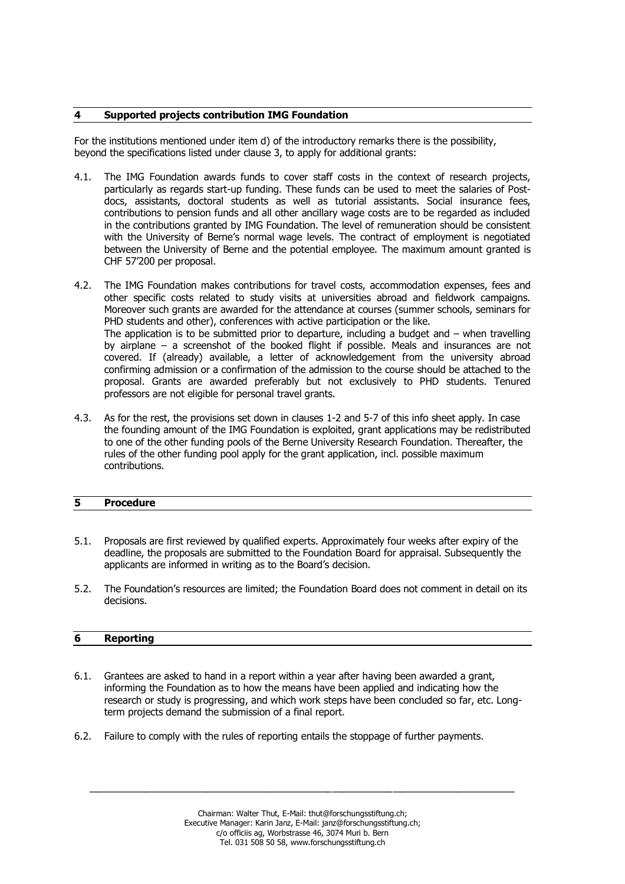## 4 Supported projects contribution IMG Foundation

For the institutions mentioned under item d) of the introductory remarks there is the possibility, beyond the specifications listed under clause 3, to apply for additional grants:

4.1. The IMG Foundation awards funds to cover staff costs in the context of research projects, particularly as regards start-up funding. These funds can be used to meet the salaries of Post-docs, assistants, doctoral students as well as tutorial assistants. Social insurance fees, contributions to pension funds and all other ancillary wage costs are to be regarded as included in the contributions granted by IMG Foundation. The level of remuneration should be consistent with the University of Berne's normal wage levels. The contract of employment is negotiated between the University of Berne and the potential employee. The maximum amount granted is CHF 57'200 per proposal.

4.2. The IMG Foundation makes contributions for travel costs, accommodation expenses, fees and other specific costs related to study visits at universities abroad and fieldwork campaigns. Moreover such grants are awarded for the attendance at courses (summer schools, seminars for PHD students and other), conferences with active participation or the like.
The application is to be submitted prior to departure, including a budget and – when travelling by airplane – a screenshot of the booked flight if possible. Meals and insurances are not covered. If (already) available, a letter of acknowledgement from the university abroad confirming admission or a confirmation of the admission to the course should be attached to the proposal. Grants are awarded preferably but not exclusively to PHD students. Tenured professors are not eligible for personal travel grants.

4.3. As for the rest, the provisions set down in clauses 1-2 and 5-7 of this info sheet apply. In case the founding amount of the IMG Foundation is exploited, grant applications may be redistributed to one of the other funding pools of the Berne University Research Foundation. Thereafter, the rules of the other funding pool apply for the grant application, incl. possible maximum contributions.

## 5 Procedure

5.1. Proposals are first reviewed by qualified experts. Approximately four weeks after expiry of the deadline, the proposals are submitted to the Foundation Board for appraisal. Subsequently the applicants are informed in writing as to the Board's decision.

5.2. The Foundation's resources are limited; the Foundation Board does not comment in detail on its decisions.

## 6 Reporting

6.1. Grantees are asked to hand in a report within a year after having been awarded a grant, informing the Foundation as to how the means have been applied and indicating how the research or study is progressing, and which work steps have been concluded so far, etc. Long-term projects demand the submission of a final report.

6.2. Failure to comply with the rules of reporting entails the stoppage of further payments.

Chairman: Walter Thut, E-Mail: thut@forschungsstiftung.ch;
Executive Manager: Karin Janz, E-Mail: janz@forschungsstiftung.ch;
c/o officiis ag, Worbstrasse 46, 3074 Muri b. Bern
Tel. 031 508 50 58, www.forschungsstiftung.ch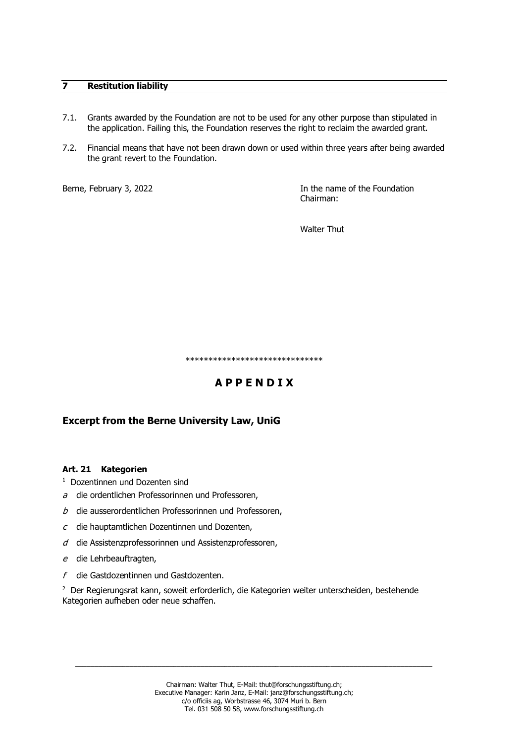## 7 Restitution liability

7.1. Grants awarded by the Foundation are not to be used for any other purpose than stipulated in the application. Failing this, the Foundation reserves the right to reclaim the awarded grant.

7.2. Financial means that have not been drawn down or used within three years after being awarded the grant revert to the Foundation.

Berne, February 3, 2022

In the name of the Foundation
Chairman:

Walter Thut

******************************

# A P P E N D I X

## Excerpt from the Berne University Law, UniG

### Art. 21 Kategorien

[1] Dozentinnen und Dozenten sind

*a* die ordentlichen Professorinnen und Professoren,

*b* die ausserordentlichen Professorinnen und Professoren,

*c* die hauptamtlichen Dozentinnen und Dozenten,

*d* die Assistenzprofessorinnen und Assistenzprofessoren,

*e* die Lehrbeauftragten,

*f* die Gastdozentinnen und Gastdozenten.

[2] Der Regierungsrat kann, soweit erforderlich, die Kategorien weiter unterscheiden, bestehende Kategorien aufheben oder neue schaffen.

Chairman: Walter Thut, E-Mail: thut@forschungsstiftung.ch;
Executive Manager: Karin Janz, E-Mail: janz@forschungsstiftung.ch;
c/o officiis ag, Worbstrasse 46, 3074 Muri b. Bern
Tel. 031 508 50 58, www.forschungsstiftung.ch